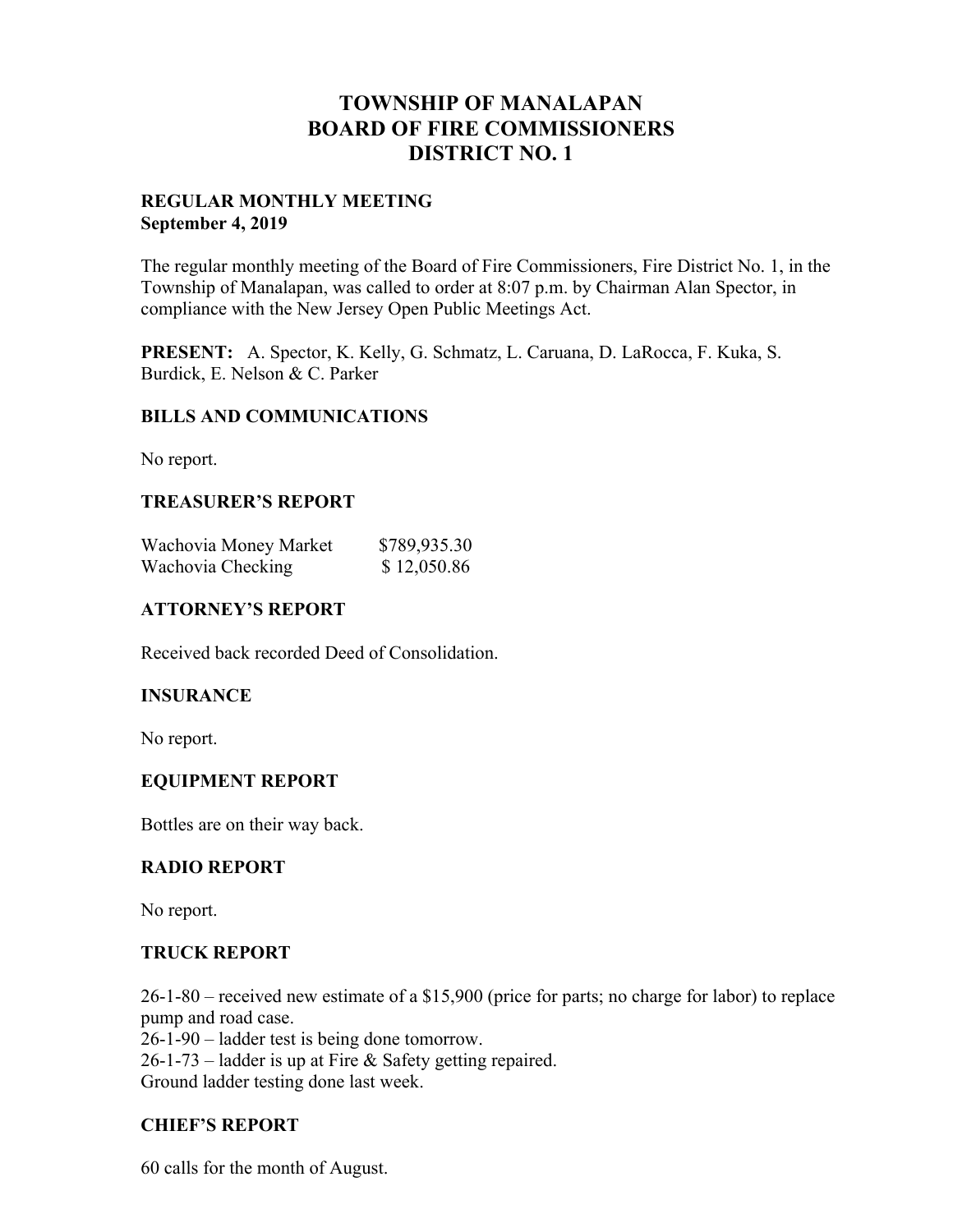# TOWNSHIP OF MANALAPAN
# BOARD OF FIRE COMMISSIONERS
# DISTRICT NO. 1

**REGULAR MONTHLY MEETING**
**September 4, 2019**

The regular monthly meeting of the Board of Fire Commissioners, Fire District No. 1, in the Township of Manalapan, was called to order at 8:07 p.m. by Chairman Alan Spector, in compliance with the New Jersey Open Public Meetings Act.

**PRESENT:** A. Spector, K. Kelly, G. Schmatz, L. Caruana, D. LaRocca, F. Kuka, S. Burdick, E. Nelson & C. Parker

## BILLS AND COMMUNICATIONS

No report.

## TREASURER'S REPORT

| | |
|---|---|
| Wachovia Money Market | $789,935.30 |
| Wachovia Checking | $ 12,050.86 |

## ATTORNEY'S REPORT

Received back recorded Deed of Consolidation.

## INSURANCE

No report.

## EQUIPMENT REPORT

Bottles are on their way back.

## RADIO REPORT

No report.

## TRUCK REPORT

26-1-80 – received new estimate of a $15,900 (price for parts; no charge for labor) to replace pump and road case.
26-1-90 – ladder test is being done tomorrow.
26-1-73 – ladder is up at Fire & Safety getting repaired.
Ground ladder testing done last week.

## CHIEF'S REPORT

60 calls for the month of August.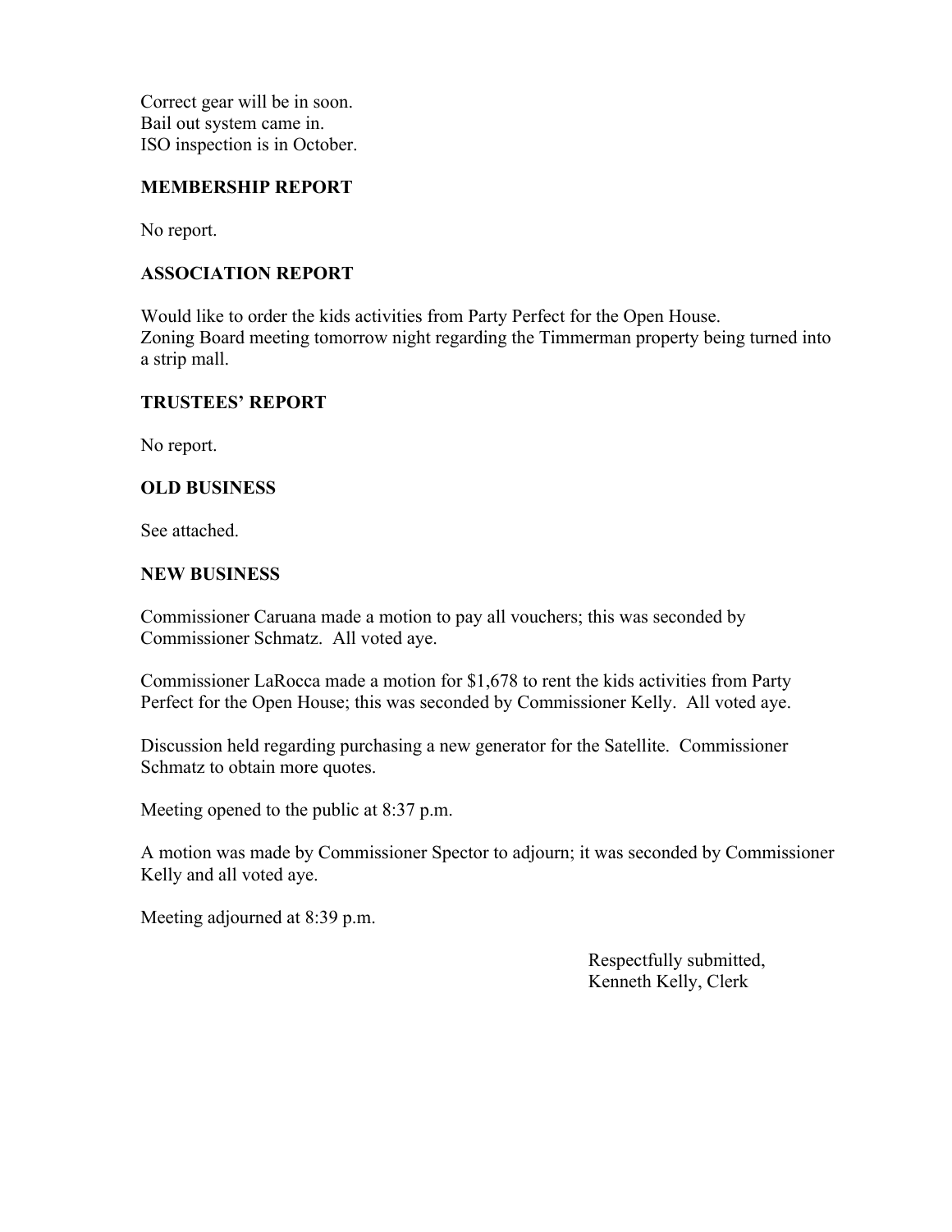Correct gear will be in soon.
Bail out system came in.
ISO inspection is in October.

## MEMBERSHIP REPORT

No report.

## ASSOCIATION REPORT

Would like to order the kids activities from Party Perfect for the Open House.
Zoning Board meeting tomorrow night regarding the Timmerman property being turned into a strip mall.

## TRUSTEES' REPORT

No report.

## OLD BUSINESS

See attached.

## NEW BUSINESS

Commissioner Caruana made a motion to pay all vouchers; this was seconded by Commissioner Schmatz. All voted aye.

Commissioner LaRocca made a motion for $1,678 to rent the kids activities from Party Perfect for the Open House; this was seconded by Commissioner Kelly. All voted aye.

Discussion held regarding purchasing a new generator for the Satellite. Commissioner Schmatz to obtain more quotes.

Meeting opened to the public at 8:37 p.m.

A motion was made by Commissioner Spector to adjourn; it was seconded by Commissioner Kelly and all voted aye.

Meeting adjourned at 8:39 p.m.

Respectfully submitted,
Kenneth Kelly, Clerk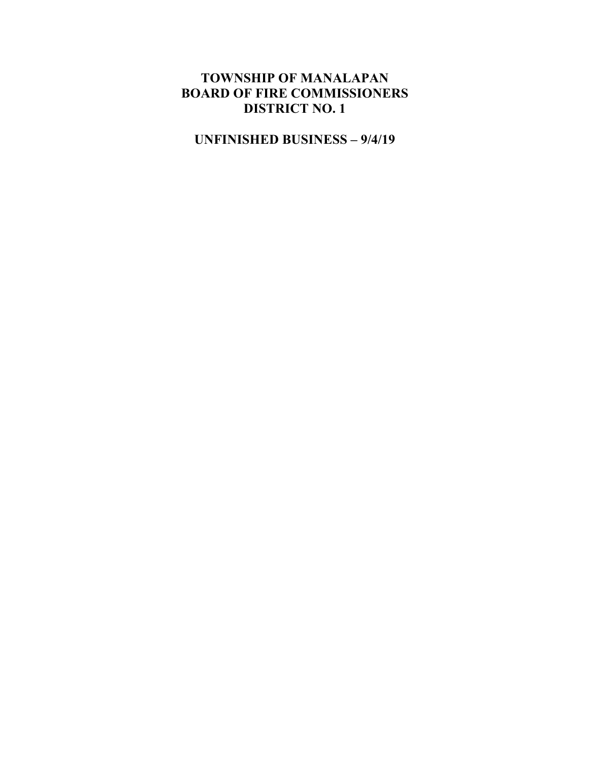# TOWNSHIP OF MANALAPAN
# BOARD OF FIRE COMMISSIONERS
# DISTRICT NO. 1

## UNFINISHED BUSINESS – 9/4/19